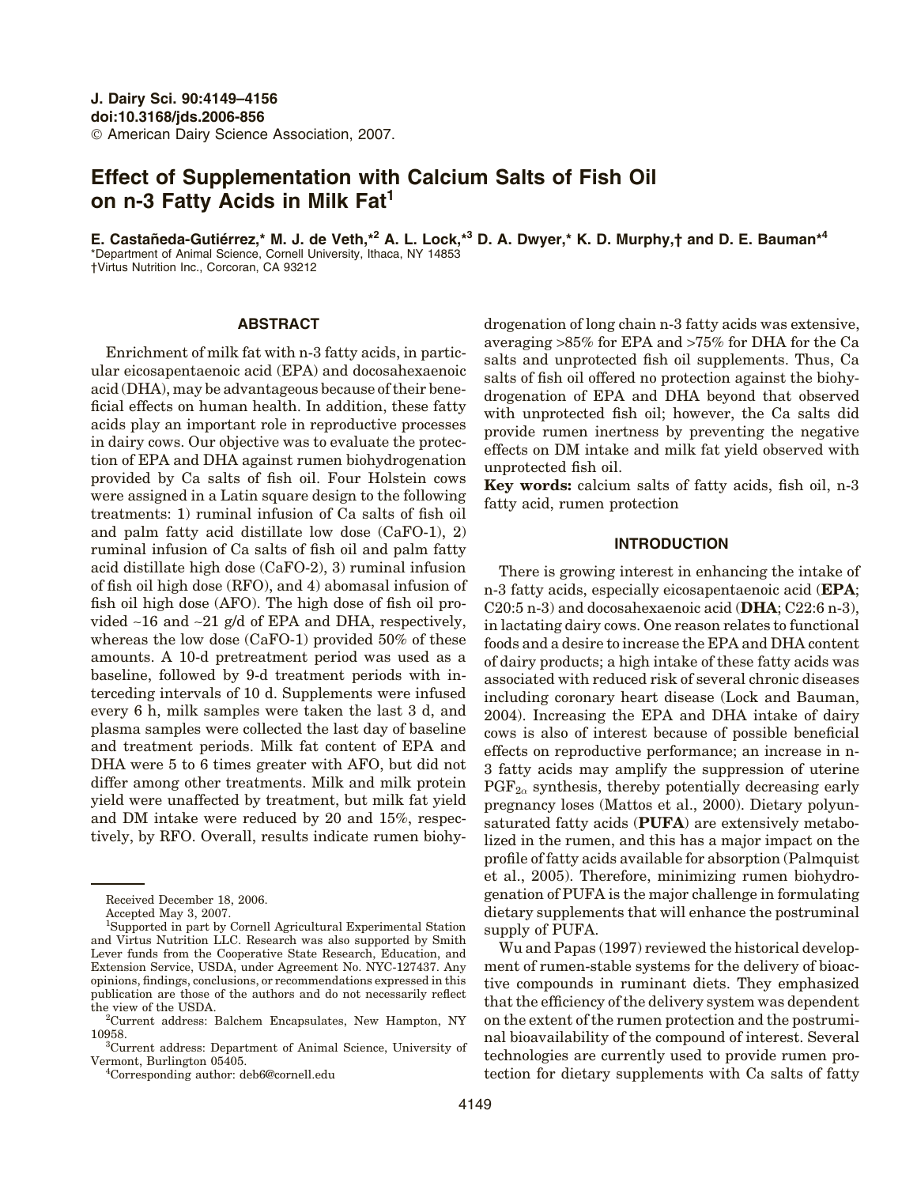# Effect of Supplementation with Calcium Salts of Fish Oil on n-3 Fatty Acids in Milk Fat[1]

**E. Castañeda-Gutiérrez,\* M. J. de Veth,\*[2] A. L. Lock,\*[3] D. A. Dwyer,\* K. D. Murphy,† and D. E. Bauman\*[4]**

\*Department of Animal Science, Cornell University, Ithaca, NY 14853
†Virtus Nutrition Inc., Corcoran, CA 93212

## ABSTRACT

Enrichment of milk fat with n-3 fatty acids, in particular eicosapentaenoic acid (EPA) and docosahexaenoic acid (DHA), may be advantageous because of their beneficial effects on human health. In addition, these fatty acids play an important role in reproductive processes in dairy cows. Our objective was to evaluate the protection of EPA and DHA against rumen biohydrogenation provided by Ca salts of fish oil. Four Holstein cows were assigned in a Latin square design to the following treatments: 1) ruminal infusion of Ca salts of fish oil and palm fatty acid distillate low dose (CaFO-1), 2) ruminal infusion of Ca salts of fish oil and palm fatty acid distillate high dose (CaFO-2), 3) ruminal infusion of fish oil high dose (RFO), and 4) abomasal infusion of fish oil high dose (AFO). The high dose of fish oil provided ~16 and ~21 g/d of EPA and DHA, respectively, whereas the low dose (CaFO-1) provided 50% of these amounts. A 10-d pretreatment period was used as a baseline, followed by 9-d treatment periods with interceding intervals of 10 d. Supplements were infused every 6 h, milk samples were taken the last 3 d, and plasma samples were collected the last day of baseline and treatment periods. Milk fat content of EPA and DHA were 5 to 6 times greater with AFO, but did not differ among other treatments. Milk and milk protein yield were unaffected by treatment, but milk fat yield and DM intake were reduced by 20 and 15%, respectively, by RFO. Overall, results indicate rumen biohydrogenation of long chain n-3 fatty acids was extensive, averaging >85% for EPA and >75% for DHA for the Ca salts and unprotected fish oil supplements. Thus, Ca salts of fish oil offered no protection against the biohydrogenation of EPA and DHA beyond that observed with unprotected fish oil; however, the Ca salts did provide rumen inertness by preventing the negative effects on DM intake and milk fat yield observed with unprotected fish oil.

**Key words:** calcium salts of fatty acids, fish oil, n-3 fatty acid, rumen protection

## INTRODUCTION

There is growing interest in enhancing the intake of n-3 fatty acids, especially eicosapentaenoic acid (**EPA**; C20:5 n-3) and docosahexaenoic acid (**DHA**; C22:6 n-3), in lactating dairy cows. One reason relates to functional foods and a desire to increase the EPA and DHA content of dairy products; a high intake of these fatty acids was associated with reduced risk of several chronic diseases including coronary heart disease (Lock and Bauman, 2004). Increasing the EPA and DHA intake of dairy cows is also of interest because of possible beneficial effects on reproductive performance; an increase in n-3 fatty acids may amplify the suppression of uterine $PGF_{2\alpha}$ synthesis, thereby potentially decreasing early pregnancy loses (Mattos et al., 2000). Dietary polyunsaturated fatty acids (**PUFA**) are extensively metabolized in the rumen, and this has a major impact on the profile of fatty acids available for absorption (Palmquist et al., 2005). Therefore, minimizing rumen biohydrogenation of PUFA is the major challenge in formulating dietary supplements that will enhance the postruminal supply of PUFA.

Wu and Papas (1997) reviewed the historical development of rumen-stable systems for the delivery of bioactive compounds in ruminant diets. They emphasized that the efficiency of the delivery system was dependent on the extent of the rumen protection and the postruminal bioavailability of the compound of interest. Several technologies are currently used to provide rumen protection for dietary supplements with Ca salts of fatty

---

Received December 18, 2006.
Accepted May 3, 2007.

[1] Supported in part by Cornell Agricultural Experimental Station and Virtus Nutrition LLC. Research was also supported by Smith Lever funds from the Cooperative State Research, Education, and Extension Service, USDA, under Agreement No. NYC-127437. Any opinions, findings, conclusions, or recommendations expressed in this publication are those of the authors and do not necessarily reflect the view of the USDA.

[2] Current address: Balchem Encapsulates, New Hampton, NY 10958.

[3] Current address: Department of Animal Science, University of Vermont, Burlington 05405.

[4] Corresponding author: deb6@cornell.edu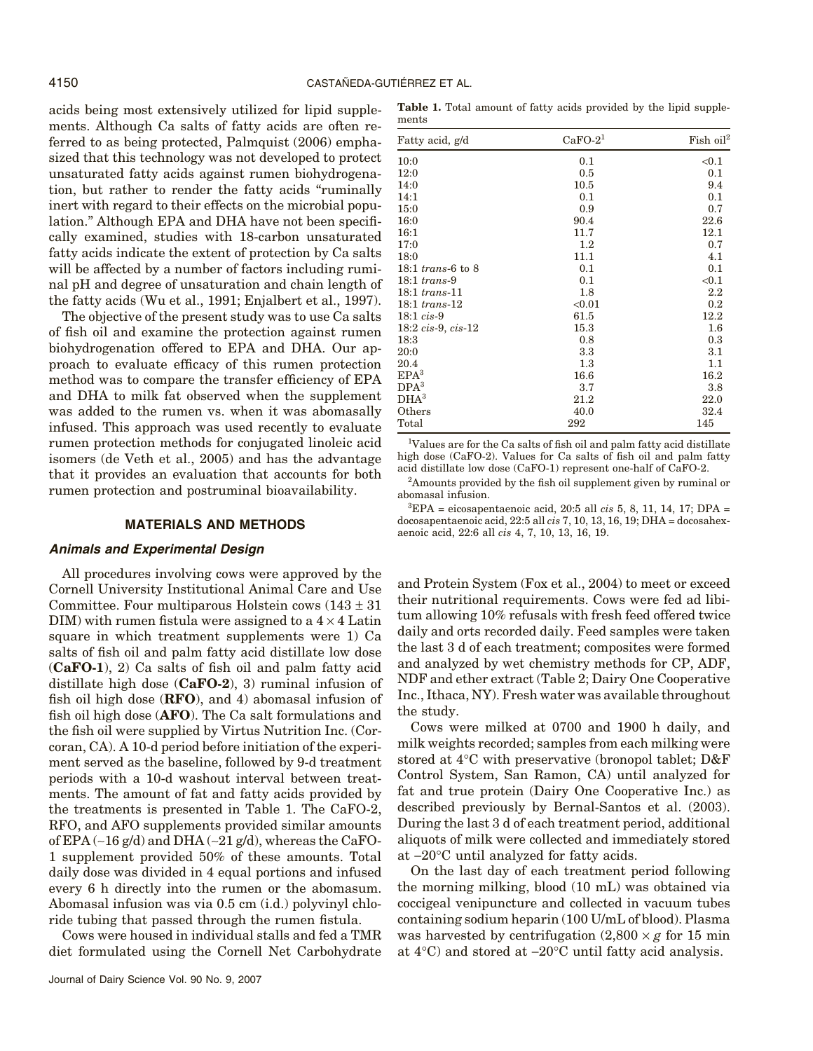acids being most extensively utilized for lipid supplements. Although Ca salts of fatty acids are often referred to as being protected, Palmquist (2006) emphasized that this technology was not developed to protect unsaturated fatty acids against rumen biohydrogenation, but rather to render the fatty acids "ruminally inert with regard to their effects on the microbial population." Although EPA and DHA have not been specifically examined, studies with 18-carbon unsaturated fatty acids indicate the extent of protection by Ca salts will be affected by a number of factors including ruminal pH and degree of unsaturation and chain length of the fatty acids (Wu et al., 1991; Enjalbert et al., 1997).

The objective of the present study was to use Ca salts of fish oil and examine the protection against rumen biohydrogenation offered to EPA and DHA. Our approach to evaluate efficacy of this rumen protection method was to compare the transfer efficiency of EPA and DHA to milk fat observed when the supplement was added to the rumen vs. when it was abomasally infused. This approach was used recently to evaluate rumen protection methods for conjugated linoleic acid isomers (de Veth et al., 2005) and has the advantage that it provides an evaluation that accounts for both rumen protection and postruminal bioavailability.

**Table 1.** Total amount of fatty acids provided by the lipid supplements

| Fatty acid, g/d | CaFO-2[1] | Fish oil[2] |
|---|---|---|
| 10:0 | 0.1 | <0.1 |
| 12:0 | 0.5 | 0.1 |
| 14:0 | 10.5 | 9.4 |
| 14:1 | 0.1 | 0.1 |
| 15:0 | 0.9 | 0.7 |
| 16:0 | 90.4 | 22.6 |
| 16:1 | 11.7 | 12.1 |
| 17:0 | 1.2 | 0.7 |
| 18:0 | 11.1 | 4.1 |
| 18:1 *trans*-6 to 8 | 0.1 | 0.1 |
| 18:1 *trans*-9 | 0.1 | <0.1 |
| 18:1 *trans*-11 | 1.8 | 2.2 |
| 18:1 *trans*-12 | <0.01 | 0.2 |
| 18:1 *cis*-9 | 61.5 | 12.2 |
| 18:2 *cis*-9, *cis*-12 | 15.3 | 1.6 |
| 18:3 | 0.8 | 0.3 |
| 20:0 | 3.3 | 3.1 |
| 20.4 | 1.3 | 1.1 |
| EPA[3] | 16.6 | 16.2 |
| DPA[3] | 3.7 | 3.8 |
| DHA[3] | 21.2 | 22.0 |
| Others | 40.0 | 32.4 |
| Total | 292 | 145 |

[1]Values are for the Ca salts of fish oil and palm fatty acid distillate high dose (CaFO-2). Values for Ca salts of fish oil and palm fatty acid distillate low dose (CaFO-1) represent one-half of CaFO-2.

[2]Amounts provided by the fish oil supplement given by ruminal or abomasal infusion.

[3]EPA = eicosapentaenoic acid, 20:5 all *cis* 5, 8, 11, 14, 17; DPA = docosapentaenoic acid, 22:5 all *cis* 7, 10, 13, 16, 19; DHA = docosahexaenoic acid, 22:6 all *cis* 4, 7, 10, 13, 16, 19.

## MATERIALS AND METHODS

### Animals and Experimental Design

All procedures involving cows were approved by the Cornell University Institutional Animal Care and Use Committee. Four multiparous Holstein cows (143 ± 31 DIM) with rumen fistula were assigned to a 4 × 4 Latin square in which treatment supplements were 1) Ca salts of fish oil and palm fatty acid distillate low dose (**CaFO-1**), 2) Ca salts of fish oil and palm fatty acid distillate high dose (**CaFO-2**), 3) ruminal infusion of fish oil high dose (**RFO**), and 4) abomasal infusion of fish oil high dose (**AFO**). The Ca salt formulations and the fish oil were supplied by Virtus Nutrition Inc. (Corcoran, CA). A 10-d period before initiation of the experiment served as the baseline, followed by 9-d treatment periods with a 10-d washout interval between treatments. The amount of fat and fatty acids provided by the treatments is presented in Table 1. The CaFO-2, RFO, and AFO supplements provided similar amounts of EPA (~16 g/d) and DHA (~21 g/d), whereas the CaFO-1 supplement provided 50% of these amounts. Total daily dose was divided in 4 equal portions and infused every 6 h directly into the rumen or the abomasum. Abomasal infusion was via 0.5 cm (i.d.) polyvinyl chloride tubing that passed through the rumen fistula.

Cows were housed in individual stalls and fed a TMR diet formulated using the Cornell Net Carbohydrate and Protein System (Fox et al., 2004) to meet or exceed their nutritional requirements. Cows were fed ad libitum allowing 10% refusals with fresh feed offered twice daily and orts recorded daily. Feed samples were taken the last 3 d of each treatment; composites were formed and analyzed by wet chemistry methods for CP, ADF, NDF and ether extract (Table 2; Dairy One Cooperative Inc., Ithaca, NY). Fresh water was available throughout the study.

Cows were milked at 0700 and 1900 h daily, and milk weights recorded; samples from each milking were stored at 4°C with preservative (bronopol tablet; D&F Control System, San Ramon, CA) until analyzed for fat and true protein (Dairy One Cooperative Inc.) as described previously by Bernal-Santos et al. (2003). During the last 3 d of each treatment period, additional aliquots of milk were collected and immediately stored at −20°C until analyzed for fatty acids.

On the last day of each treatment period following the morning milking, blood (10 mL) was obtained via coccigeal venipuncture and collected in vacuum tubes containing sodium heparin (100 U/mL of blood). Plasma was harvested by centrifugation (2,800 × $g$ for 15 min at 4°C) and stored at −20°C until fatty acid analysis.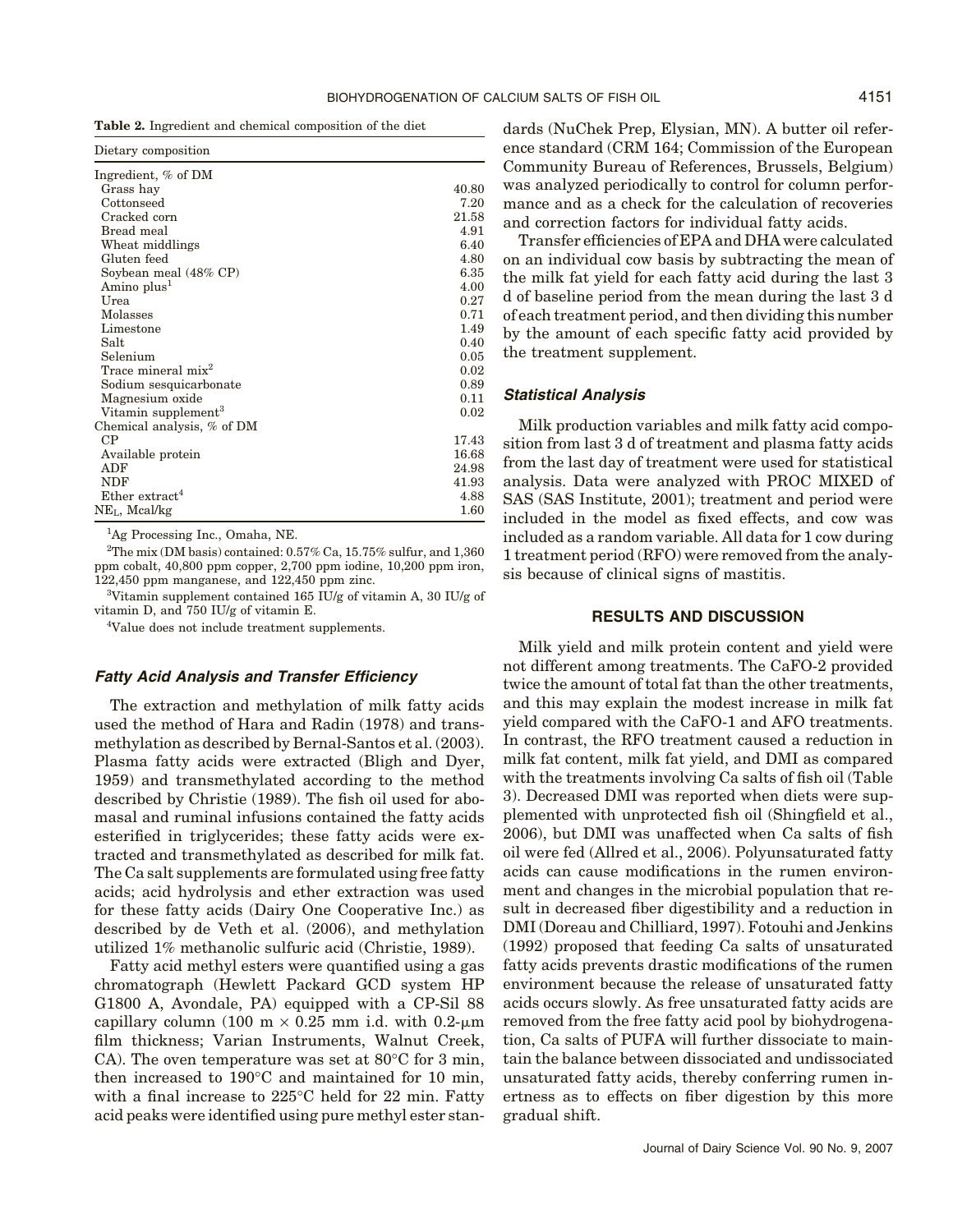**Table 2.** Ingredient and chemical composition of the diet

| Dietary composition | |
|---|---|
| Ingredient, % of DM | |
| Grass hay | 40.80 |
| Cottonseed | 7.20 |
| Cracked corn | 21.58 |
| Bread meal | 4.91 |
| Wheat middlings | 6.40 |
| Gluten feed | 4.80 |
| Soybean meal (48% CP) | 6.35 |
| Amino plus[1] | 4.00 |
| Urea | 0.27 |
| Molasses | 0.71 |
| Limestone | 1.49 |
| Salt | 0.40 |
| Selenium | 0.05 |
| Trace mineral mix[2] | 0.02 |
| Sodium sesquicarbonate | 0.89 |
| Magnesium oxide | 0.11 |
| Vitamin supplement[3] | 0.02 |
| Chemical analysis, % of DM | |
| CP | 17.43 |
| Available protein | 16.68 |
| ADF | 24.98 |
| NDF | 41.93 |
| Ether extract[4] | 4.88 |
| $NE_L$, Mcal/kg | 1.60 |

[1]Ag Processing Inc., Omaha, NE.

[2]The mix (DM basis) contained: 0.57% Ca, 15.75% sulfur, and 1,360 ppm cobalt, 40,800 ppm copper, 2,700 ppm iodine, 10,200 ppm iron, 122,450 ppm manganese, and 122,450 ppm zinc.

[3]Vitamin supplement contained 165 IU/g of vitamin A, 30 IU/g of vitamin D, and 750 IU/g of vitamin E.

[4]Value does not include treatment supplements.

### Fatty Acid Analysis and Transfer Efficiency

The extraction and methylation of milk fatty acids used the method of Hara and Radin (1978) and transmethylation as described by Bernal-Santos et al. (2003). Plasma fatty acids were extracted (Bligh and Dyer, 1959) and transmethylated according to the method described by Christie (1989). The fish oil used for abomasal and ruminal infusions contained the fatty acids esterified in triglycerides; these fatty acids were extracted and transmethylated as described for milk fat. The Ca salt supplements are formulated using free fatty acids; acid hydrolysis and ether extraction was used for these fatty acids (Dairy One Cooperative Inc.) as described by de Veth et al. (2006), and methylation utilized 1% methanolic sulfuric acid (Christie, 1989).

Fatty acid methyl esters were quantified using a gas chromatograph (Hewlett Packard GCD system HP G1800 A, Avondale, PA) equipped with a CP-Sil 88 capillary column (100 m × 0.25 mm i.d. with 0.2-μm film thickness; Varian Instruments, Walnut Creek, CA). The oven temperature was set at 80°C for 3 min, then increased to 190°C and maintained for 10 min, with a final increase to 225°C held for 22 min. Fatty acid peaks were identified using pure methyl ester standards (NuChek Prep, Elysian, MN). A butter oil reference standard (CRM 164; Commission of the European Community Bureau of References, Brussels, Belgium) was analyzed periodically to control for column performance and as a check for the calculation of recoveries and correction factors for individual fatty acids.

Transfer efficiencies of EPA and DHA were calculated on an individual cow basis by subtracting the mean of the milk fat yield for each fatty acid during the last 3 d of baseline period from the mean during the last 3 d of each treatment period, and then dividing this number by the amount of each specific fatty acid provided by the treatment supplement.

### Statistical Analysis

Milk production variables and milk fatty acid composition from last 3 d of treatment and plasma fatty acids from the last day of treatment were used for statistical analysis. Data were analyzed with PROC MIXED of SAS (SAS Institute, 2001); treatment and period were included in the model as fixed effects, and cow was included as a random variable. All data for 1 cow during 1 treatment period (RFO) were removed from the analysis because of clinical signs of mastitis.

## RESULTS AND DISCUSSION

Milk yield and milk protein content and yield were not different among treatments. The CaFO-2 provided twice the amount of total fat than the other treatments, and this may explain the modest increase in milk fat yield compared with the CaFO-1 and AFO treatments. In contrast, the RFO treatment caused a reduction in milk fat content, milk fat yield, and DMI as compared with the treatments involving Ca salts of fish oil (Table 3). Decreased DMI was reported when diets were supplemented with unprotected fish oil (Shingfield et al., 2006), but DMI was unaffected when Ca salts of fish oil were fed (Allred et al., 2006). Polyunsaturated fatty acids can cause modifications in the rumen environment and changes in the microbial population that result in decreased fiber digestibility and a reduction in DMI (Doreau and Chilliard, 1997). Fotouhi and Jenkins (1992) proposed that feeding Ca salts of unsaturated fatty acids prevents drastic modifications of the rumen environment because the release of unsaturated fatty acids occurs slowly. As free unsaturated fatty acids are removed from the free fatty acid pool by biohydrogenation, Ca salts of PUFA will further dissociate to maintain the balance between dissociated and undissociated unsaturated fatty acids, thereby conferring rumen inertness as to effects on fiber digestion by this more gradual shift.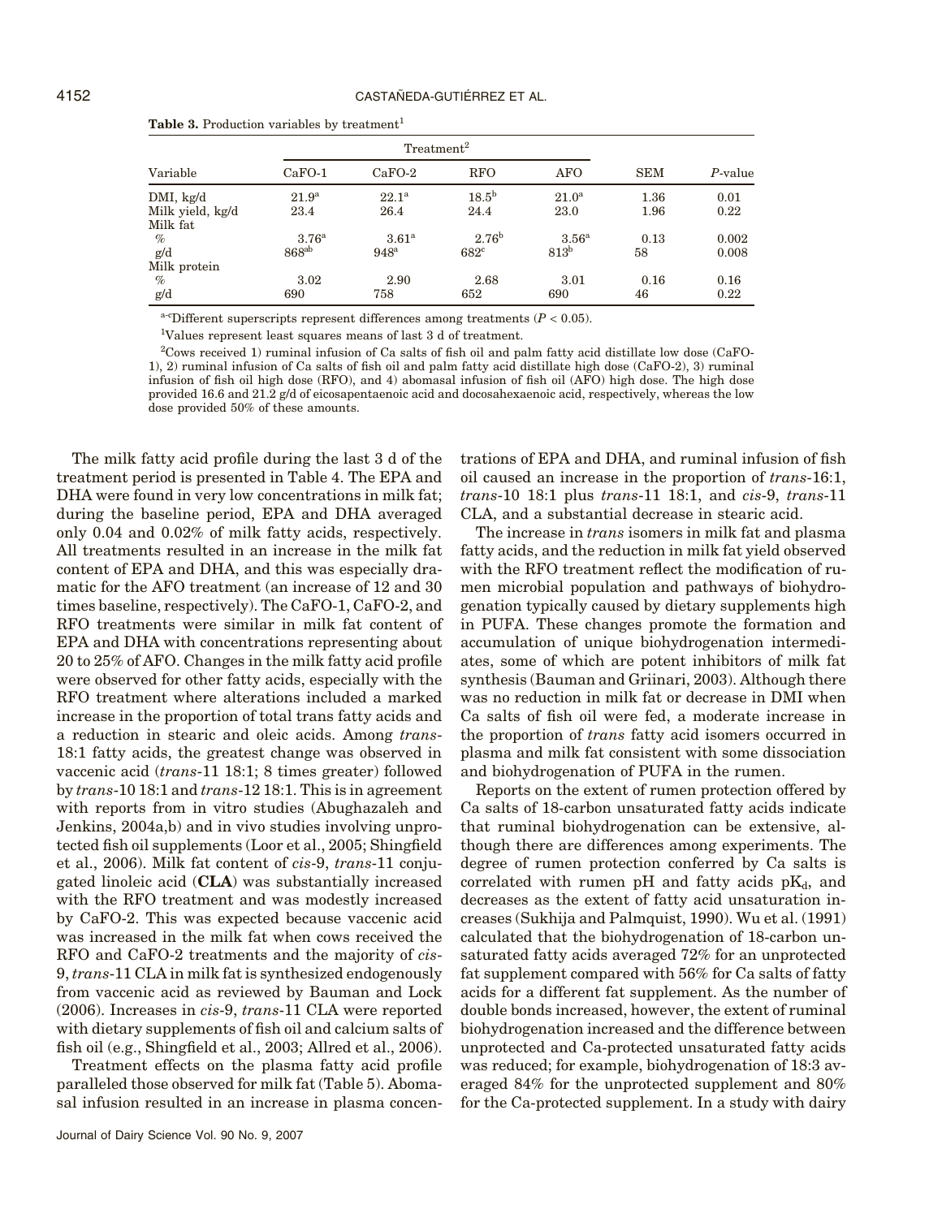**Table 3.** Production variables by treatment[1]

| Variable | Treatment[2] | | | | SEM | P-value |
|---|---|---|---|---|---|---|
| | CaFO-1 | CaFO-2 | RFO | AFO | | |
| DMI, kg/d | 21.9[a] | 22.1[a] | 18.5[b] | 21.0[a] | 1.36 | 0.01 |
| Milk yield, kg/d | 23.4 | 26.4 | 24.4 | 23.0 | 1.96 | 0.22 |
| Milk fat | | | | | | |
| % | 3.76[a] | 3.61[a] | 2.76[b] | 3.56[a] | 0.13 | 0.002 |
| g/d | 868[ab] | 948[a] | 682[c] | 813[b] | 58 | 0.008 |
| Milk protein | | | | | | |
| % | 3.02 | 2.90 | 2.68 | 3.01 | 0.16 | 0.16 |
| g/d | 690 | 758 | 652 | 690 | 46 | 0.22 |

[a-c]Different superscripts represent differences among treatments ($P < 0.05$).

[1]Values represent least squares means of last 3 d of treatment.

[2]Cows received 1) ruminal infusion of Ca salts of fish oil and palm fatty acid distillate low dose (CaFO-1), 2) ruminal infusion of Ca salts of fish oil and palm fatty acid distillate high dose (CaFO-2), 3) ruminal infusion of fish oil high dose (RFO), and 4) abomasal infusion of fish oil (AFO) high dose. The high dose provided 16.6 and 21.2 g/d of eicosapentaenoic acid and docosahexaenoic acid, respectively, whereas the low dose provided 50% of these amounts.

The milk fatty acid profile during the last 3 d of the treatment period is presented in Table 4. The EPA and DHA were found in very low concentrations in milk fat; during the baseline period, EPA and DHA averaged only 0.04 and 0.02% of milk fatty acids, respectively. All treatments resulted in an increase in the milk fat content of EPA and DHA, and this was especially dramatic for the AFO treatment (an increase of 12 and 30 times baseline, respectively). The CaFO-1, CaFO-2, and RFO treatments were similar in milk fat content of EPA and DHA with concentrations representing about 20 to 25% of AFO. Changes in the milk fatty acid profile were observed for other fatty acids, especially with the RFO treatment where alterations included a marked increase in the proportion of total trans fatty acids and a reduction in stearic and oleic acids. Among *trans*-18:1 fatty acids, the greatest change was observed in vaccenic acid (*trans*-11 18:1; 8 times greater) followed by *trans*-10 18:1 and *trans*-12 18:1. This is in agreement with reports from in vitro studies (Abughazaleh and Jenkins, 2004a,b) and in vivo studies involving unprotected fish oil supplements (Loor et al., 2005; Shingfield et al., 2006). Milk fat content of *cis*-9, *trans*-11 conjugated linoleic acid (**CLA**) was substantially increased with the RFO treatment and was modestly increased by CaFO-2. This was expected because vaccenic acid was increased in the milk fat when cows received the RFO and CaFO-2 treatments and the majority of *cis*-9, *trans*-11 CLA in milk fat is synthesized endogenously from vaccenic acid as reviewed by Bauman and Lock (2006). Increases in *cis*-9, *trans*-11 CLA were reported with dietary supplements of fish oil and calcium salts of fish oil (e.g., Shingfield et al., 2003; Allred et al., 2006).

Treatment effects on the plasma fatty acid profile paralleled those observed for milk fat (Table 5). Abomasal infusion resulted in an increase in plasma concentrations of EPA and DHA, and ruminal infusion of fish oil caused an increase in the proportion of *trans*-16:1, *trans*-10 18:1 plus *trans*-11 18:1, and *cis*-9, *trans*-11 CLA, and a substantial decrease in stearic acid.

The increase in *trans* isomers in milk fat and plasma fatty acids, and the reduction in milk fat yield observed with the RFO treatment reflect the modification of rumen microbial population and pathways of biohydrogenation typically caused by dietary supplements high in PUFA. These changes promote the formation and accumulation of unique biohydrogenation intermediates, some of which are potent inhibitors of milk fat synthesis (Bauman and Griinari, 2003). Although there was no reduction in milk fat or decrease in DMI when Ca salts of fish oil were fed, a moderate increase in the proportion of *trans* fatty acid isomers occurred in plasma and milk fat consistent with some dissociation and biohydrogenation of PUFA in the rumen.

Reports on the extent of rumen protection offered by Ca salts of 18-carbon unsaturated fatty acids indicate that ruminal biohydrogenation can be extensive, although there are differences among experiments. The degree of rumen protection conferred by Ca salts is correlated with rumen pH and fatty acids $pK_d$, and decreases as the extent of fatty acid unsaturation increases (Sukhija and Palmquist, 1990). Wu et al. (1991) calculated that the biohydrogenation of 18-carbon unsaturated fatty acids averaged 72% for an unprotected fat supplement compared with 56% for Ca salts of fatty acids for a different fat supplement. As the number of double bonds increased, however, the extent of ruminal biohydrogenation increased and the difference between unprotected and Ca-protected unsaturated fatty acids was reduced; for example, biohydrogenation of 18:3 averaged 84% for the unprotected supplement and 80% for the Ca-protected supplement. In a study with dairy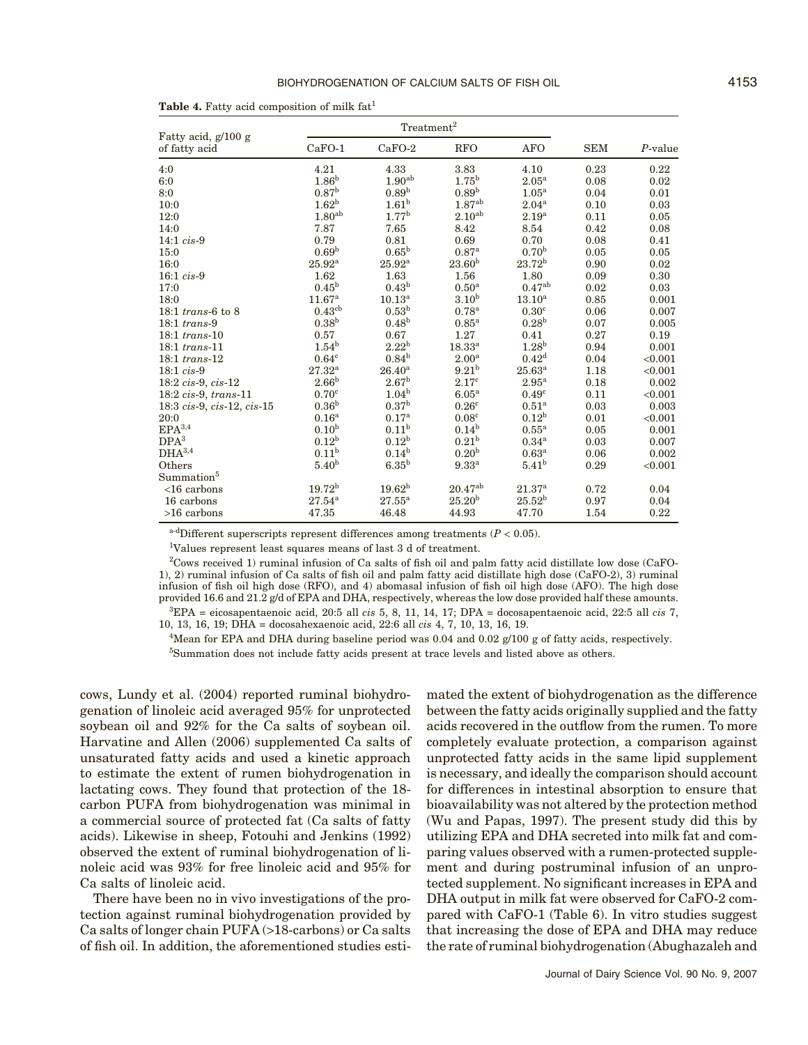**Table 4.** Fatty acid composition of milk fat[1]

| Fatty acid, g/100 g of fatty acid | Treatment[2] | | | | SEM | P-value |
|---|---|---|---|---|---|---|
| | CaFO-1 | CaFO-2 | RFO | AFO | | |
| 4:0 | 4.21 | 4.33 | 3.83 | 4.10 | 0.23 | 0.22 |
| 6:0 | 1.86[b] | 1.90[ab] | 1.75[b] | 2.05[a] | 0.08 | 0.02 |
| 8:0 | 0.87[b] | 0.89[b] | 0.89[b] | 1.05[a] | 0.04 | 0.01 |
| 10:0 | 1.62[b] | 1.61[b] | 1.87[ab] | 2.04[a] | 0.10 | 0.03 |
| 12:0 | 1.80[ab] | 1.77[b] | 2.10[ab] | 2.19[a] | 0.11 | 0.05 |
| 14:0 | 7.87 | 7.65 | 8.42 | 8.54 | 0.42 | 0.08 |
| 14:1 *cis*-9 | 0.79 | 0.81 | 0.69 | 0.70 | 0.08 | 0.41 |
| 15:0 | 0.69[b] | 0.65[b] | 0.87[a] | 0.70[b] | 0.05 | 0.05 |
| 16:0 | 25.92[a] | 25.92[a] | 23.60[b] | 23.72[b] | 0.90 | 0.02 |
| 16:1 *cis*-9 | 1.62 | 1.63 | 1.56 | 1.80 | 0.09 | 0.30 |
| 17:0 | 0.45[b] | 0.43[b] | 0.50[a] | 0.47[ab] | 0.02 | 0.03 |
| 18:0 | 11.67[a] | 10.13[a] | 3.10[b] | 13.10[a] | 0.85 | 0.001 |
| 18:1 *trans*-6 to 8 | 0.43[cb] | 0.53[b] | 0.78[a] | 0.30[c] | 0.06 | 0.007 |
| 18:1 *trans*-9 | 0.38[b] | 0.48[b] | 0.85[a] | 0.28[b] | 0.07 | 0.005 |
| 18:1 *trans*-10 | 0.57 | 0.67 | 1.27 | 0.41 | 0.27 | 0.19 |
| 18:1 *trans*-11 | 1.54[b] | 2.22[b] | 18.33[a] | 1.28[b] | 0.94 | 0.001 |
| 18:1 *trans*-12 | 0.64[c] | 0.84[b] | 2.00[a] | 0.42[d] | 0.04 | <0.001 |
| 18:1 *cis*-9 | 27.32[a] | 26.40[a] | 9.21[b] | 25.63[a] | 1.18 | <0.001 |
| 18:2 *cis*-9, *cis*-12 | 2.66[b] | 2.67[b] | 2.17[c] | 2.95[a] | 0.18 | 0.002 |
| 18:2 *cis*-9, *trans*-11 | 0.70[c] | 1.04[b] | 6.05[a] | 0.49[c] | 0.11 | <0.001 |
| 18:3 *cis*-9, *cis*-12, *cis*-15 | 0.36[b] | 0.37[b] | 0.26[c] | 0.51[a] | 0.03 | 0.003 |
| 20:0 | 0.16[a] | 0.17[a] | 0.08[c] | 0.12[b] | 0.01 | <0.001 |
| EPA[3,4] | 0.10[b] | 0.11[b] | 0.14[b] | 0.55[a] | 0.05 | 0.001 |
| DPA[3] | 0.12[b] | 0.12[b] | 0.21[b] | 0.34[a] | 0.03 | 0.007 |
| DHA[3,4] | 0.11[b] | 0.14[b] | 0.20[b] | 0.63[a] | 0.06 | 0.002 |
| Others | 5.40[b] | 6.35[b] | 9.33[a] | 5.41[b] | 0.29 | <0.001 |
| Summation[5] | | | | | | |
| <16 carbons | 19.72[b] | 19.62[b] | 20.47[ab] | 21.37[a] | 0.72 | 0.04 |
| 16 carbons | 27.54[a] | 27.55[a] | 25.20[b] | 25.52[b] | 0.97 | 0.04 |
| >16 carbons | 47.35 | 46.48 | 44.93 | 47.70 | 1.54 | 0.22 |

[a-d]Different superscripts represent differences among treatments ($P < 0.05$).

[1]Values represent least squares means of last 3 d of treatment.

[2]Cows received 1) ruminal infusion of Ca salts of fish oil and palm fatty acid distillate low dose (CaFO-1), 2) ruminal infusion of Ca salts of fish oil and palm fatty acid distillate high dose (CaFO-2), 3) ruminal infusion of fish oil high dose (RFO), and 4) abomasal infusion of fish oil high dose (AFO). The high dose provided 16.6 and 21.2 g/d of EPA and DHA, respectively, whereas the low dose provided half these amounts.

[3]EPA = eicosapentaenoic acid, 20:5 all *cis* 5, 8, 11, 14, 17; DPA = docosapentaenoic acid, 22:5 all *cis* 7, 10, 13, 16, 19; DHA = docosahexaenoic acid, 22:6 all *cis* 4, 7, 10, 13, 16, 19.

[4]Mean for EPA and DHA during baseline period was 0.04 and 0.02 g/100 g of fatty acids, respectively.

[5]Summation does not include fatty acids present at trace levels and listed above as others.

cows, Lundy et al. (2004) reported ruminal biohydrogenation of linoleic acid averaged 95% for unprotected soybean oil and 92% for the Ca salts of soybean oil. Harvatine and Allen (2006) supplemented Ca salts of unsaturated fatty acids and used a kinetic approach to estimate the extent of rumen biohydrogenation in lactating cows. They found that protection of the 18-carbon PUFA from biohydrogenation was minimal in a commercial source of protected fat (Ca salts of fatty acids). Likewise in sheep, Fotouhi and Jenkins (1992) observed the extent of ruminal biohydrogenation of linoleic acid was 93% for free linoleic acid and 95% for Ca salts of linoleic acid.

There have been no in vivo investigations of the protection against ruminal biohydrogenation provided by Ca salts of longer chain PUFA (>18-carbons) or Ca salts of fish oil. In addition, the aforementioned studies estimated the extent of biohydrogenation as the difference between the fatty acids originally supplied and the fatty acids recovered in the outflow from the rumen. To more completely evaluate protection, a comparison against unprotected fatty acids in the same lipid supplement is necessary, and ideally the comparison should account for differences in intestinal absorption to ensure that bioavailability was not altered by the protection method (Wu and Papas, 1997). The present study did this by utilizing EPA and DHA secreted into milk fat and comparing values observed with a rumen-protected supplement and during postruminal infusion of an unprotected supplement. No significant increases in EPA and DHA output in milk fat were observed for CaFO-2 compared with CaFO-1 (Table 6). In vitro studies suggest that increasing the dose of EPA and DHA may reduce the rate of ruminal biohydrogenation (Abughazaleh and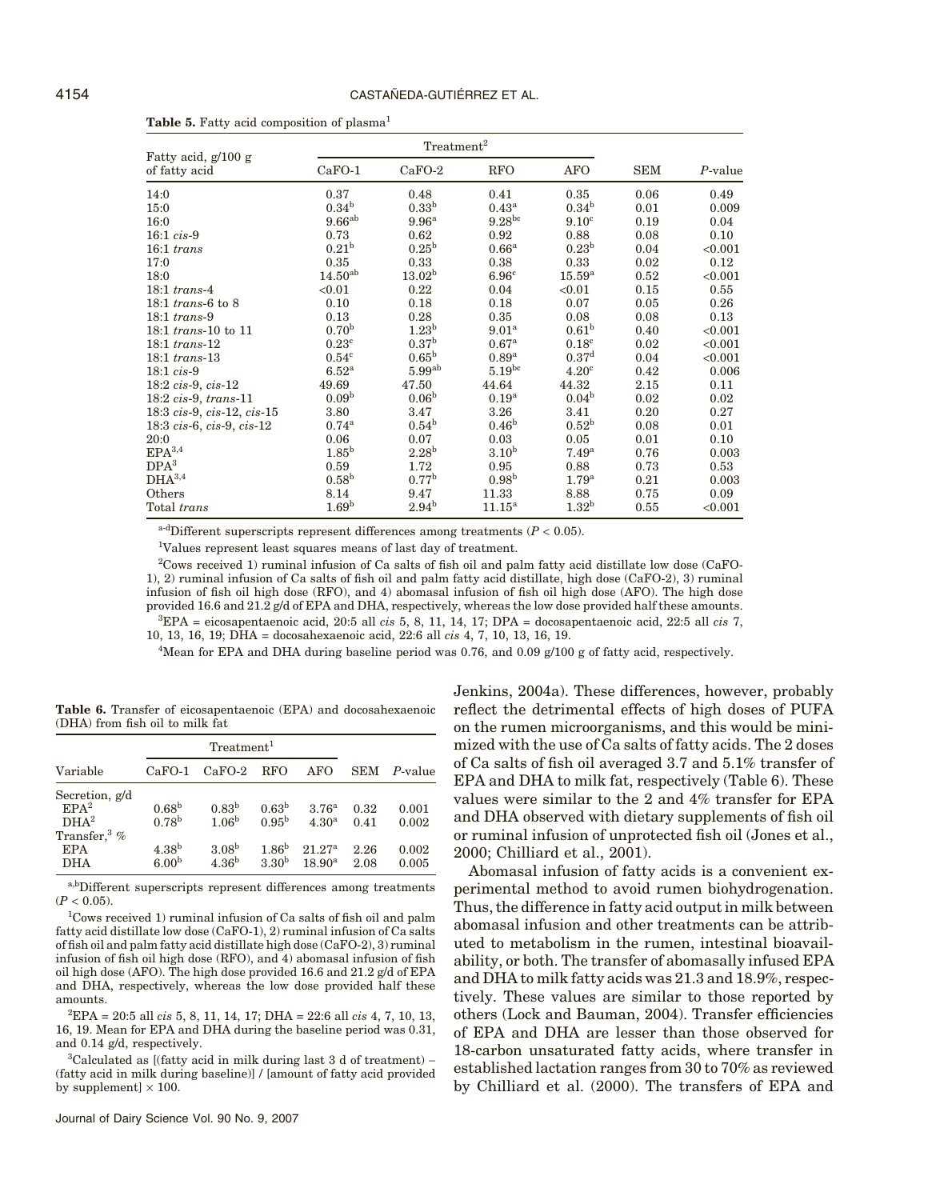**Table 5.** Fatty acid composition of plasma[1]

| Fatty acid, g/100 g of fatty acid | Treatment[2] | | | | SEM | *P*-value |
|---|---|---|---|---|---|---|
| | CaFO-1 | CaFO-2 | RFO | AFO | | |
| 14:0 | 0.37 | 0.48 | 0.41 | 0.35 | 0.06 | 0.49 |
| 15:0 | 0.34[b] | 0.33[b] | 0.43[a] | 0.34[b] | 0.01 | 0.009 |
| 16:0 | 9.66[ab] | 9.96[a] | 9.28[bc] | 9.10[c] | 0.19 | 0.04 |
| 16:1 *cis*-9 | 0.73 | 0.62 | 0.92 | 0.88 | 0.08 | 0.10 |
| 16:1 *trans* | 0.21[b] | 0.25[b] | 0.66[a] | 0.23[b] | 0.04 | <0.001 |
| 17:0 | 0.35 | 0.33 | 0.38 | 0.33 | 0.02 | 0.12 |
| 18:0 | 14.50[ab] | 13.02[b] | 6.96[c] | 15.59[a] | 0.52 | <0.001 |
| 18:1 *trans*-4 | <0.01 | 0.22 | 0.04 | <0.01 | 0.15 | 0.55 |
| 18:1 *trans*-6 to 8 | 0.10 | 0.18 | 0.18 | 0.07 | 0.05 | 0.26 |
| 18:1 *trans*-9 | 0.13 | 0.28 | 0.35 | 0.08 | 0.08 | 0.13 |
| 18:1 *trans*-10 to 11 | 0.70[b] | 1.23[b] | 9.01[a] | 0.61[b] | 0.40 | <0.001 |
| 18:1 *trans*-12 | 0.23[c] | 0.37[b] | 0.67[a] | 0.18[c] | 0.02 | <0.001 |
| 18:1 *trans*-13 | 0.54[c] | 0.65[b] | 0.89[a] | 0.37[d] | 0.04 | <0.001 |
| 18:1 *cis*-9 | 6.52[a] | 5.99[ab] | 5.19[bc] | 4.20[c] | 0.42 | 0.006 |
| 18:2 *cis*-9, *cis*-12 | 49.69 | 47.50 | 44.64 | 44.32 | 2.15 | 0.11 |
| 18:2 *cis*-9, *trans*-11 | 0.09[b] | 0.06[b] | 0.19[a] | 0.04[b] | 0.02 | 0.02 |
| 18:3 *cis*-9, *cis*-12, *cis*-15 | 3.80 | 3.47 | 3.26 | 3.41 | 0.20 | 0.27 |
| 18:3 *cis*-6, *cis*-9, *cis*-12 | 0.74[a] | 0.54[b] | 0.46[b] | 0.52[b] | 0.08 | 0.01 |
| 20:0 | 0.06 | 0.07 | 0.03 | 0.05 | 0.01 | 0.10 |
| EPA[3,4] | 1.85[b] | 2.28[b] | 3.10[b] | 7.49[a] | 0.76 | 0.003 |
| DPA[3] | 0.59 | 1.72 | 0.95 | 0.88 | 0.73 | 0.53 |
| DHA[3,4] | 0.58[b] | 0.77[b] | 0.98[b] | 1.79[a] | 0.21 | 0.003 |
| Others | 8.14 | 9.47 | 11.33 | 8.88 | 0.75 | 0.09 |
| Total *trans* | 1.69[b] | 2.94[b] | 11.15[a] | 1.32[b] | 0.55 | <0.001 |

[a-d]Different superscripts represent differences among treatments ($P < 0.05$).

[1]Values represent least squares means of last day of treatment.

[2]Cows received 1) ruminal infusion of Ca salts of fish oil and palm fatty acid distillate low dose (CaFO-1), 2) ruminal infusion of Ca salts of fish oil and palm fatty acid distillate, high dose (CaFO-2), 3) ruminal infusion of fish oil high dose (RFO), and 4) abomasal infusion of fish oil high dose (AFO). The high dose provided 16.6 and 21.2 g/d of EPA and DHA, respectively, whereas the low dose provided half these amounts.

[3]EPA = eicosapentaenoic acid, 20:5 all *cis* 5, 8, 11, 14, 17; DPA = docosapentaenoic acid, 22:5 all *cis* 7, 10, 13, 16, 19; DHA = docosahexaenoic acid, 22:6 all *cis* 4, 7, 10, 13, 16, 19.

[4]Mean for EPA and DHA during baseline period was 0.76, and 0.09 g/100 g of fatty acid, respectively.

**Table 6.** Transfer of eicosapentaenoic (EPA) and docosahexaenoic (DHA) from fish oil to milk fat

| Variable | Treatment[1] | | | | SEM | *P*-value |
|---|---|---|---|---|---|---|
| | CaFO-1 | CaFO-2 | RFO | AFO | | |
| Secretion, g/d | | | | | | |
| EPA[2] | 0.68[b] | 0.83[b] | 0.63[b] | 3.76[a] | 0.32 | 0.001 |
| DHA[2] | 0.78[b] | 1.06[b] | 0.95[b] | 4.30[a] | 0.41 | 0.002 |
| Transfer,[3] % | | | | | | |
| EPA | 4.38[b] | 3.08[b] | 1.86[b] | 21.27[a] | 2.26 | 0.002 |
| DHA | 6.00[b] | 4.36[b] | 3.30[b] | 18.90[a] | 2.08 | 0.005 |

[a,b]Different superscripts represent differences among treatments ($P < 0.05$).

[1]Cows received 1) ruminal infusion of Ca salts of fish oil and palm fatty acid distillate low dose (CaFO-1), 2) ruminal infusion of Ca salts of fish oil and palm fatty acid distillate high dose (CaFO-2), 3) ruminal infusion of fish oil high dose (RFO), and 4) abomasal infusion of fish oil high dose (AFO). The high dose provided 16.6 and 21.2 g/d of EPA and DHA, respectively, whereas the low dose provided half these amounts.

[2]EPA = 20:5 all *cis* 5, 8, 11, 14, 17; DHA = 22:6 all *cis* 4, 7, 10, 13, 16, 19. Mean for EPA and DHA during the baseline period was 0.31, and 0.14 g/d, respectively.

[3]Calculated as [(fatty acid in milk during last 3 d of treatment) − (fatty acid in milk during baseline)] / [amount of fatty acid provided by supplement] × 100.

Jenkins, 2004a). These differences, however, probably reflect the detrimental effects of high doses of PUFA on the rumen microorganisms, and this would be minimized with the use of Ca salts of fatty acids. The 2 doses of Ca salts of fish oil averaged 3.7 and 5.1% transfer of EPA and DHA to milk fat, respectively (Table 6). These values were similar to the 2 and 4% transfer for EPA and DHA observed with dietary supplements of fish oil or ruminal infusion of unprotected fish oil (Jones et al., 2000; Chilliard et al., 2001).

Abomasal infusion of fatty acids is a convenient experimental method to avoid rumen biohydrogenation. Thus, the difference in fatty acid output in milk between abomasal infusion and other treatments can be attributed to metabolism in the rumen, intestinal bioavailability, or both. The transfer of abomasally infused EPA and DHA to milk fatty acids was 21.3 and 18.9%, respectively. These values are similar to those reported by others (Lock and Bauman, 2004). Transfer efficiencies of EPA and DHA are lesser than those observed for 18-carbon unsaturated fatty acids, where transfer in established lactation ranges from 30 to 70% as reviewed by Chilliard et al. (2000). The transfers of EPA and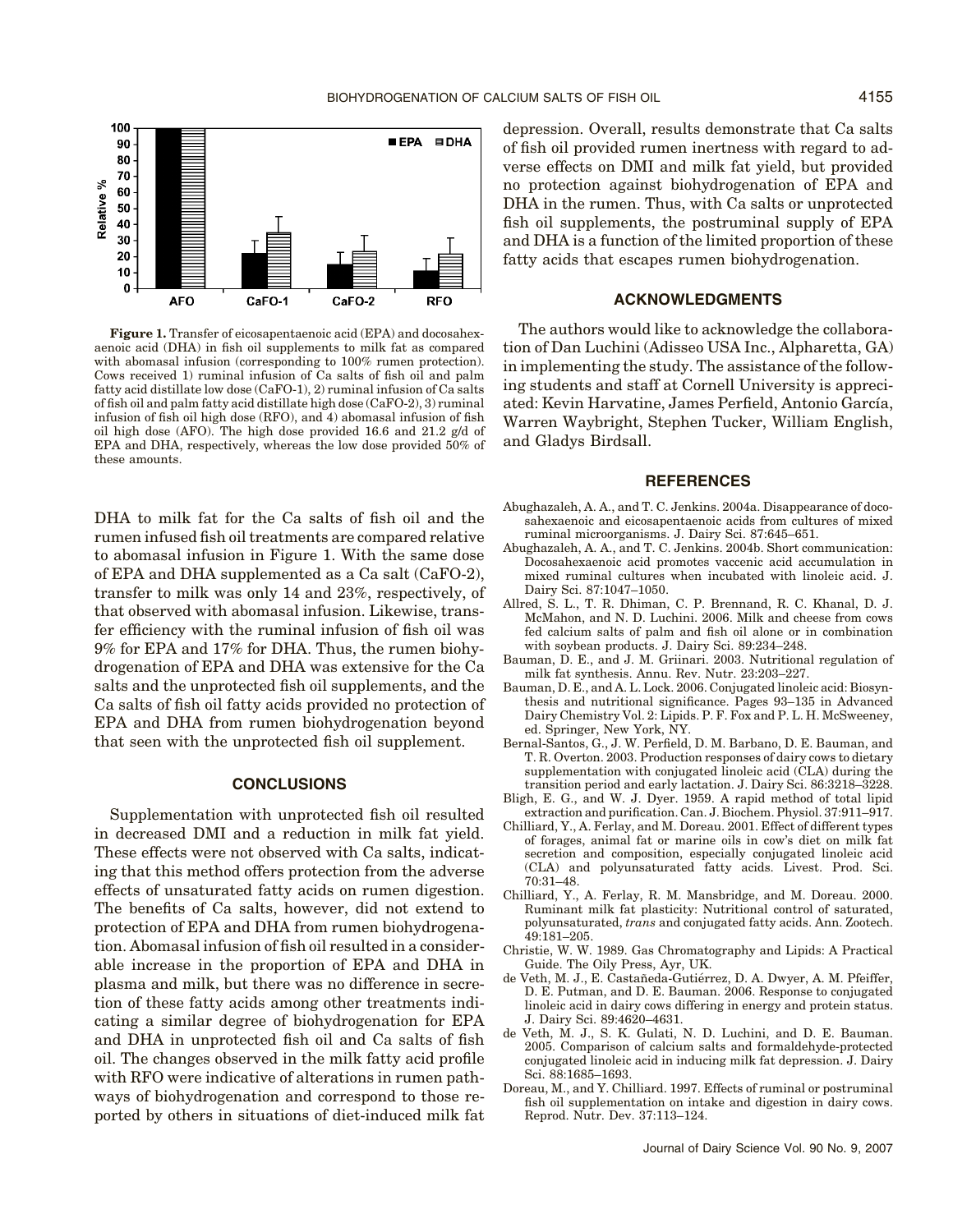100
90
80
70
60
50
40
30
20
10
0

Relative %

■ EPA ⊟ DHA

AFO CaFO-1 CaFO-2 RFO

**Figure 1.** Transfer of eicosapentaenoic acid (EPA) and docosahexaenoic acid (DHA) in fish oil supplements to milk fat as compared with abomasal infusion (corresponding to 100% rumen protection). Cows received 1) ruminal infusion of Ca salts of fish oil and palm fatty acid distillate low dose (CaFO-1), 2) ruminal infusion of Ca salts of fish oil and palm fatty acid distillate high dose (CaFO-2), 3) ruminal infusion of fish oil high dose (RFO), and 4) abomasal infusion of fish oil high dose (AFO). The high dose provided 16.6 and 21.2 g/d of EPA and DHA, respectively, whereas the low dose provided 50% of these amounts.

DHA to milk fat for the Ca salts of fish oil and the rumen infused fish oil treatments are compared relative to abomasal infusion in Figure 1. With the same dose of EPA and DHA supplemented as a Ca salt (CaFO-2), transfer to milk was only 14 and 23%, respectively, of that observed with abomasal infusion. Likewise, transfer efficiency with the ruminal infusion of fish oil was 9% for EPA and 17% for DHA. Thus, the rumen biohydrogenation of EPA and DHA was extensive for the Ca salts and the unprotected fish oil supplements, and the Ca salts of fish oil fatty acids provided no protection of EPA and DHA from rumen biohydrogenation beyond that seen with the unprotected fish oil supplement.

## CONCLUSIONS

Supplementation with unprotected fish oil resulted in decreased DMI and a reduction in milk fat yield. These effects were not observed with Ca salts, indicating that this method offers protection from the adverse effects of unsaturated fatty acids on rumen digestion. The benefits of Ca salts, however, did not extend to protection of EPA and DHA from rumen biohydrogenation. Abomasal infusion of fish oil resulted in a considerable increase in the proportion of EPA and DHA in plasma and milk, but there was no difference in secretion of these fatty acids among other treatments indicating a similar degree of biohydrogenation for EPA and DHA in unprotected fish oil and Ca salts of fish oil. The changes observed in the milk fatty acid profile with RFO were indicative of alterations in rumen pathways of biohydrogenation and correspond to those reported by others in situations of diet-induced milk fat depression. Overall, results demonstrate that Ca salts of fish oil provided rumen inertness with regard to adverse effects on DMI and milk fat yield, but provided no protection against biohydrogenation of EPA and DHA in the rumen. Thus, with Ca salts or unprotected fish oil supplements, the postruminal supply of EPA and DHA is a function of the limited proportion of these fatty acids that escapes rumen biohydrogenation.

## ACKNOWLEDGMENTS

The authors would like to acknowledge the collaboration of Dan Luchini (Adisseo USA Inc., Alpharetta, GA) in implementing the study. The assistance of the following students and staff at Cornell University is appreciated: Kevin Harvatine, James Perfield, Antonio García, Warren Waybright, Stephen Tucker, William English, and Gladys Birdsall.

## REFERENCES

Abughazaleh, A. A., and T. C. Jenkins. 2004a. Disappearance of docosahexaenoic and eicosapentaenoic acids from cultures of mixed ruminal microorganisms. J. Dairy Sci. 87:645–651.

Abughazaleh, A. A., and T. C. Jenkins. 2004b. Short communication: Docosahexaenoic acid promotes vaccenic acid accumulation in mixed ruminal cultures when incubated with linoleic acid. J. Dairy Sci. 87:1047–1050.

Allred, S. L., T. R. Dhiman, C. P. Brennand, R. C. Khanal, D. J. McMahon, and N. D. Luchini. 2006. Milk and cheese from cows fed calcium salts of palm and fish oil alone or in combination with soybean products. J. Dairy Sci. 89:234–248.

Bauman, D. E., and J. M. Griinari. 2003. Nutritional regulation of milk fat synthesis. Annu. Rev. Nutr. 23:203–227.

Bauman, D. E., and A. L. Lock. 2006. Conjugated linoleic acid: Biosynthesis and nutritional significance. Pages 93–135 in Advanced Dairy Chemistry Vol. 2: Lipids. P. F. Fox and P. L. H. McSweeney, ed. Springer, New York, NY.

Bernal-Santos, G., J. W. Perfield, D. M. Barbano, D. E. Bauman, and T. R. Overton. 2003. Production responses of dairy cows to dietary supplementation with conjugated linoleic acid (CLA) during the transition period and early lactation. J. Dairy Sci. 86:3218–3228.

Bligh, E. G., and W. J. Dyer. 1959. A rapid method of total lipid extraction and purification. Can. J. Biochem. Physiol. 37:911–917.

Chilliard, Y., A. Ferlay, and M. Doreau. 2001. Effect of different types of forages, animal fat or marine oils in cow's diet on milk fat secretion and composition, especially conjugated linoleic acid (CLA) and polyunsaturated fatty acids. Livest. Prod. Sci. 70:31–48.

Chilliard, Y., A. Ferlay, R. M. Mansbridge, and M. Doreau. 2000. Ruminant milk fat plasticity: Nutritional control of saturated, polyunsaturated, *trans* and conjugated fatty acids. Ann. Zootech. 49:181–205.

Christie, W. W. 1989. Gas Chromatography and Lipids: A Practical Guide. The Oily Press, Ayr, UK.

de Veth, M. J., E. Castañeda-Gutiérrez, D. A. Dwyer, A. M. Pfeiffer, D. E. Putman, and D. E. Bauman. 2006. Response to conjugated linoleic acid in dairy cows differing in energy and protein status. J. Dairy Sci. 89:4620–4631.

de Veth, M. J., S. K. Gulati, N. D. Luchini, and D. E. Bauman. 2005. Comparison of calcium salts and formaldehyde-protected conjugated linoleic acid in inducing milk fat depression. J. Dairy Sci. 88:1685–1693.

Doreau, M., and Y. Chilliard. 1997. Effects of ruminal or postruminal fish oil supplementation on intake and digestion in dairy cows. Reprod. Nutr. Dev. 37:113–124.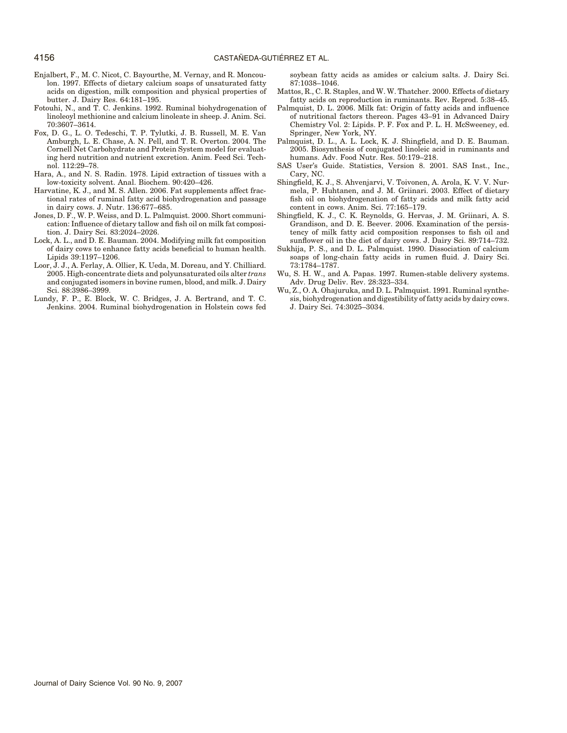Enjalbert, F., M. C. Nicot, C. Bayourthe, M. Vernay, and R. Moncoulon. 1997. Effects of dietary calcium soaps of unsaturated fatty acids on digestion, milk composition and physical properties of butter. J. Dairy Res. 64:181–195.

Fotouhi, N., and T. C. Jenkins. 1992. Ruminal biohydrogenation of linoleoyl methionine and calcium linoleate in sheep. J. Anim. Sci. 70:3607–3614.

Fox, D. G., L. O. Tedeschi, T. P. Tylutki, J. B. Russell, M. E. Van Amburgh, L. E. Chase, A. N. Pell, and T. R. Overton. 2004. The Cornell Net Carbohydrate and Protein System model for evaluating herd nutrition and nutrient excretion. Anim. Feed Sci. Technol. 112:29–78.

Hara, A., and N. S. Radin. 1978. Lipid extraction of tissues with a low-toxicity solvent. Anal. Biochem. 90:420–426.

Harvatine, K. J., and M. S. Allen. 2006. Fat supplements affect fractional rates of ruminal fatty acid biohydrogenation and passage in dairy cows. J. Nutr. 136:677–685.

Jones, D. F., W. P. Weiss, and D. L. Palmquist. 2000. Short communication: Influence of dietary tallow and fish oil on milk fat composition. J. Dairy Sci. 83:2024–2026.

Lock, A. L., and D. E. Bauman. 2004. Modifying milk fat composition of dairy cows to enhance fatty acids beneficial to human health. Lipids 39:1197–1206.

Loor, J. J., A. Ferlay, A. Ollier, K. Ueda, M. Doreau, and Y. Chilliard. 2005. High-concentrate diets and polyunsaturated oils alter *trans* and conjugated isomers in bovine rumen, blood, and milk. J. Dairy Sci. 88:3986–3999.

Lundy, F. P., E. Block, W. C. Bridges, J. A. Bertrand, and T. C. Jenkins. 2004. Ruminal biohydrogenation in Holstein cows fed soybean fatty acids as amides or calcium salts. J. Dairy Sci. 87:1038–1046.

Mattos, R., C. R. Staples, and W. W. Thatcher. 2000. Effects of dietary fatty acids on reproduction in ruminants. Rev. Reprod. 5:38–45.

Palmquist, D. L. 2006. Milk fat: Origin of fatty acids and influence of nutritional factors thereon. Pages 43–91 in Advanced Dairy Chemistry Vol. 2: Lipids. P. F. Fox and P. L. H. McSweeney, ed. Springer, New York, NY.

Palmquist, D. L., A. L. Lock, K. J. Shingfield, and D. E. Bauman. 2005. Biosynthesis of conjugated linoleic acid in ruminants and humans. Adv. Food Nutr. Res. 50:179–218.

SAS User's Guide. Statistics, Version 8. 2001. SAS Inst., Inc., Cary, NC.

Shingfield, K. J., S. Ahvenjarvi, V. Toivonen, A. Arola, K. V. V. Nurmela, P. Huhtanen, and J. M. Griinari. 2003. Effect of dietary fish oil on biohydrogenation of fatty acids and milk fatty acid content in cows. Anim. Sci. 77:165–179.

Shingfield, K. J., C. K. Reynolds, G. Hervas, J. M. Griinari, A. S. Grandison, and D. E. Beever. 2006. Examination of the persistency of milk fatty acid composition responses to fish oil and sunflower oil in the diet of dairy cows. J. Dairy Sci. 89:714–732.

Sukhija, P. S., and D. L. Palmquist. 1990. Dissociation of calcium soaps of long-chain fatty acids in rumen fluid. J. Dairy Sci. 73:1784–1787.

Wu, S. H. W., and A. Papas. 1997. Rumen-stable delivery systems. Adv. Drug Deliv. Rev. 28:323–334.

Wu, Z., O. A. Ohajuruka, and D. L. Palmquist. 1991. Ruminal synthesis, biohydrogenation and digestibility of fatty acids by dairy cows. J. Dairy Sci. 74:3025–3034.